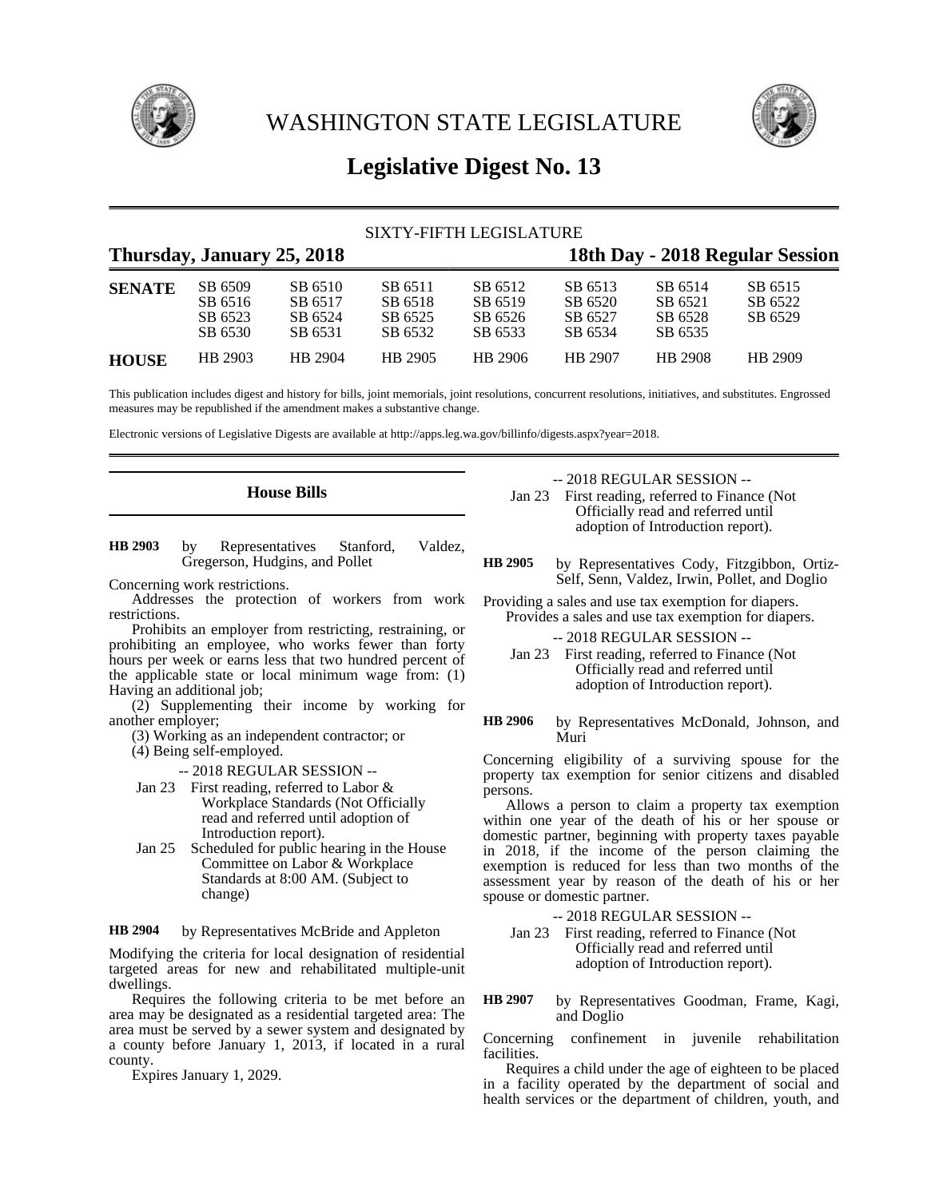# WASHINGTON STATE LEGISLATURE

## Legislative Digest No. 13

SIXTY-FIFTH LEGISLATURE

**Thursday, January 25, 2018** — **18th Day - 2018 Regular Session**

| | | | | | | | |
|---|---|---|---|---|---|---|---|
| **SENATE** | SB 6509 | SB 6510 | SB 6511 | SB 6512 | SB 6513 | SB 6514 | SB 6515 |
| | SB 6516 | SB 6517 | SB 6518 | SB 6519 | SB 6520 | SB 6521 | SB 6522 |
| | SB 6523 | SB 6524 | SB 6525 | SB 6526 | SB 6527 | SB 6528 | SB 6529 |
| | SB 6530 | SB 6531 | SB 6532 | SB 6533 | SB 6534 | SB 6535 | |
| **HOUSE** | HB 2903 | HB 2904 | HB 2905 | HB 2906 | HB 2907 | HB 2908 | HB 2909 |

This publication includes digest and history for bills, joint memorials, joint resolutions, concurrent resolutions, initiatives, and substitutes. Engrossed measures may be republished if the amendment makes a substantive change.

Electronic versions of Legislative Digests are available at http://apps.leg.wa.gov/billinfo/digests.aspx?year=2018.

## House Bills

**HB 2903** by Representatives Stanford, Valdez, Gregerson, Hudgins, and Pollet

Concerning work restrictions.

Addresses the protection of workers from work restrictions.

Prohibits an employer from restricting, restraining, or prohibiting an employee, who works fewer than forty hours per week or earns less that two hundred percent of the applicable state or local minimum wage from: (1) Having an additional job;

(2) Supplementing their income by working for another employer;

(3) Working as an independent contractor; or

(4) Being self-employed.

-- 2018 REGULAR SESSION --

Jan 23 First reading, referred to Labor & Workplace Standards (Not Officially read and referred until adoption of Introduction report).

Jan 25 Scheduled for public hearing in the House Committee on Labor & Workplace Standards at 8:00 AM. (Subject to change)

**HB 2904** by Representatives McBride and Appleton

Modifying the criteria for local designation of residential targeted areas for new and rehabilitated multiple-unit dwellings.

Requires the following criteria to be met before an area may be designated as a residential targeted area: The area must be served by a sewer system and designated by a county before January 1, 2013, if located in a rural county.

Expires January 1, 2029.

-- 2018 REGULAR SESSION --

Jan 23 First reading, referred to Finance (Not Officially read and referred until adoption of Introduction report).

**HB 2905** by Representatives Cody, Fitzgibbon, Ortiz-Self, Senn, Valdez, Irwin, Pollet, and Doglio

Providing a sales and use tax exemption for diapers.

Provides a sales and use tax exemption for diapers.

-- 2018 REGULAR SESSION --

Jan 23 First reading, referred to Finance (Not Officially read and referred until adoption of Introduction report).

**HB 2906** by Representatives McDonald, Johnson, and Muri

Concerning eligibility of a surviving spouse for the property tax exemption for senior citizens and disabled persons.

Allows a person to claim a property tax exemption within one year of the death of his or her spouse or domestic partner, beginning with property taxes payable in 2018, if the income of the person claiming the exemption is reduced for less than two months of the assessment year by reason of the death of his or her spouse or domestic partner.

-- 2018 REGULAR SESSION --

Jan 23 First reading, referred to Finance (Not Officially read and referred until adoption of Introduction report).

**HB 2907** by Representatives Goodman, Frame, Kagi, and Doglio

Concerning confinement in juvenile rehabilitation facilities.

Requires a child under the age of eighteen to be placed in a facility operated by the department of social and health services or the department of children, youth, and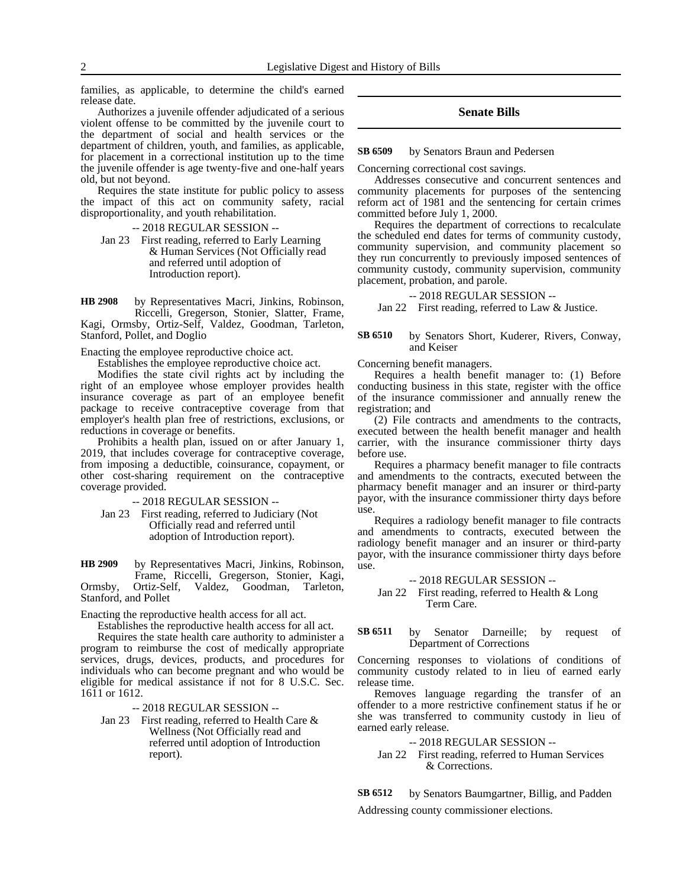families, as applicable, to determine the child's earned release date.

Authorizes a juvenile offender adjudicated of a serious violent offense to be committed by the juvenile court to the department of social and health services or the department of children, youth, and families, as applicable, for placement in a correctional institution up to the time the juvenile offender is age twenty-five and one-half years old, but not beyond.

Requires the state institute for public policy to assess the impact of this act on community safety, racial disproportionality, and youth rehabilitation.

-- 2018 REGULAR SESSION --

Jan 23 First reading, referred to Early Learning & Human Services (Not Officially read and referred until adoption of Introduction report).

**HB 2908** by Representatives Macri, Jinkins, Robinson, Riccelli, Gregerson, Stonier, Slatter, Frame, Kagi, Ormsby, Ortiz-Self, Valdez, Goodman, Tarleton, Stanford, Pollet, and Doglio

Enacting the employee reproductive choice act.

Establishes the employee reproductive choice act.

Modifies the state civil rights act by including the right of an employee whose employer provides health insurance coverage as part of an employee benefit package to receive contraceptive coverage from that employer's health plan free of restrictions, exclusions, or reductions in coverage or benefits.

Prohibits a health plan, issued on or after January 1, 2019, that includes coverage for contraceptive coverage, from imposing a deductible, coinsurance, copayment, or other cost-sharing requirement on the contraceptive coverage provided.

-- 2018 REGULAR SESSION --

Jan 23 First reading, referred to Judiciary (Not Officially read and referred until adoption of Introduction report).

**HB 2909** by Representatives Macri, Jinkins, Robinson, Frame, Riccelli, Gregerson, Stonier, Kagi, Ormsby, Ortiz-Self, Valdez, Goodman, Tarleton, Stanford, and Pollet

Enacting the reproductive health access for all act.

Establishes the reproductive health access for all act.

Requires the state health care authority to administer a program to reimburse the cost of medically appropriate services, drugs, devices, products, and procedures for individuals who can become pregnant and who would be eligible for medical assistance if not for 8 U.S.C. Sec. 1611 or 1612.

-- 2018 REGULAR SESSION --

Jan 23 First reading, referred to Health Care & Wellness (Not Officially read and referred until adoption of Introduction report).

## Senate Bills

**SB 6509** by Senators Braun and Pedersen

Concerning correctional cost savings.

Addresses consecutive and concurrent sentences and community placements for purposes of the sentencing reform act of 1981 and the sentencing for certain crimes committed before July 1, 2000.

Requires the department of corrections to recalculate the scheduled end dates for terms of community custody, community supervision, and community placement so they run concurrently to previously imposed sentences of community custody, community supervision, community placement, probation, and parole.

-- 2018 REGULAR SESSION --

Jan 22 First reading, referred to Law & Justice.

**SB 6510** by Senators Short, Kuderer, Rivers, Conway, and Keiser

Concerning benefit managers.

Requires a health benefit manager to: (1) Before conducting business in this state, register with the office of the insurance commissioner and annually renew the registration; and

(2) File contracts and amendments to the contracts, executed between the health benefit manager and health carrier, with the insurance commissioner thirty days before use.

Requires a pharmacy benefit manager to file contracts and amendments to the contracts, executed between the pharmacy benefit manager and an insurer or third-party payor, with the insurance commissioner thirty days before use.

Requires a radiology benefit manager to file contracts and amendments to contracts, executed between the radiology benefit manager and an insurer or third-party payor, with the insurance commissioner thirty days before use.

-- 2018 REGULAR SESSION --

Jan 22 First reading, referred to Health & Long Term Care.

**SB 6511** by Senator Darneille; by request of Department of Corrections

Concerning responses to violations of conditions of community custody related to in lieu of earned early release time.

Removes language regarding the transfer of an offender to a more restrictive confinement status if he or she was transferred to community custody in lieu of earned early release.

-- 2018 REGULAR SESSION --

Jan 22 First reading, referred to Human Services & Corrections.

**SB 6512** by Senators Baumgartner, Billig, and Padden

Addressing county commissioner elections.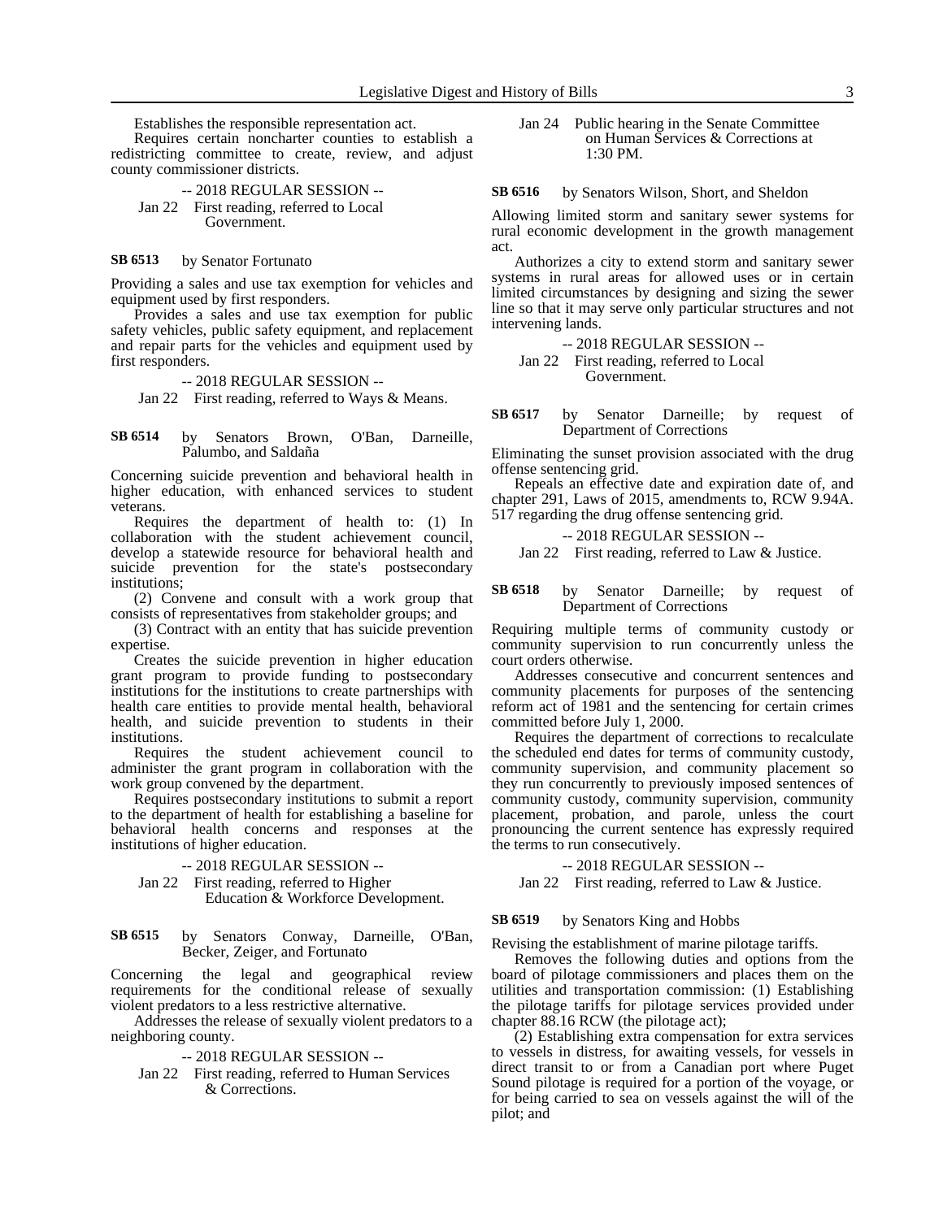Establishes the responsible representation act.

Requires certain noncharter counties to establish a redistricting committee to create, review, and adjust county commissioner districts.

-- 2018 REGULAR SESSION --

Jan 22 First reading, referred to Local Government.

**SB 6513** by Senator Fortunato

Providing a sales and use tax exemption for vehicles and equipment used by first responders.

Provides a sales and use tax exemption for public safety vehicles, public safety equipment, and replacement and repair parts for the vehicles and equipment used by first responders.

-- 2018 REGULAR SESSION --

Jan 22 First reading, referred to Ways & Means.

**SB 6514** by Senators Brown, O'Ban, Darneille, Palumbo, and Saldaña

Concerning suicide prevention and behavioral health in higher education, with enhanced services to student veterans.

Requires the department of health to: (1) In collaboration with the student achievement council, develop a statewide resource for behavioral health and suicide prevention for the state's postsecondary institutions;

(2) Convene and consult with a work group that consists of representatives from stakeholder groups; and

(3) Contract with an entity that has suicide prevention expertise.

Creates the suicide prevention in higher education grant program to provide funding to postsecondary institutions for the institutions to create partnerships with health care entities to provide mental health, behavioral health, and suicide prevention to students in their institutions.

Requires the student achievement council to administer the grant program in collaboration with the work group convened by the department.

Requires postsecondary institutions to submit a report to the department of health for establishing a baseline for behavioral health concerns and responses at the institutions of higher education.

-- 2018 REGULAR SESSION --

Jan 22 First reading, referred to Higher Education & Workforce Development.

**SB 6515** by Senators Conway, Darneille, O'Ban, Becker, Zeiger, and Fortunato

Concerning the legal and geographical review requirements for the conditional release of sexually violent predators to a less restrictive alternative.

Addresses the release of sexually violent predators to a neighboring county.

-- 2018 REGULAR SESSION --

Jan 22 First reading, referred to Human Services & Corrections.

Jan 24 Public hearing in the Senate Committee on Human Services & Corrections at 1:30 PM.

**SB 6516** by Senators Wilson, Short, and Sheldon

Allowing limited storm and sanitary sewer systems for rural economic development in the growth management act.

Authorizes a city to extend storm and sanitary sewer systems in rural areas for allowed uses or in certain limited circumstances by designing and sizing the sewer line so that it may serve only particular structures and not intervening lands.

-- 2018 REGULAR SESSION --

Jan 22 First reading, referred to Local Government.

**SB 6517** by Senator Darneille; by request of Department of Corrections

Eliminating the sunset provision associated with the drug offense sentencing grid.

Repeals an effective date and expiration date of, and chapter 291, Laws of 2015, amendments to, RCW 9.94A.517 regarding the drug offense sentencing grid.

-- 2018 REGULAR SESSION --

Jan 22 First reading, referred to Law & Justice.

**SB 6518** by Senator Darneille; by request of Department of Corrections

Requiring multiple terms of community custody or community supervision to run concurrently unless the court orders otherwise.

Addresses consecutive and concurrent sentences and community placements for purposes of the sentencing reform act of 1981 and the sentencing for certain crimes committed before July 1, 2000.

Requires the department of corrections to recalculate the scheduled end dates for terms of community custody, community supervision, and community placement so they run concurrently to previously imposed sentences of community custody, community supervision, community placement, probation, and parole, unless the court pronouncing the current sentence has expressly required the terms to run consecutively.

-- 2018 REGULAR SESSION --

Jan 22 First reading, referred to Law & Justice.

**SB 6519** by Senators King and Hobbs

Revising the establishment of marine pilotage tariffs.

Removes the following duties and options from the board of pilotage commissioners and places them on the utilities and transportation commission: (1) Establishing the pilotage tariffs for pilotage services provided under chapter 88.16 RCW (the pilotage act);

(2) Establishing extra compensation for extra services to vessels in distress, for awaiting vessels, for vessels in direct transit to or from a Canadian port where Puget Sound pilotage is required for a portion of the voyage, or for being carried to sea on vessels against the will of the pilot; and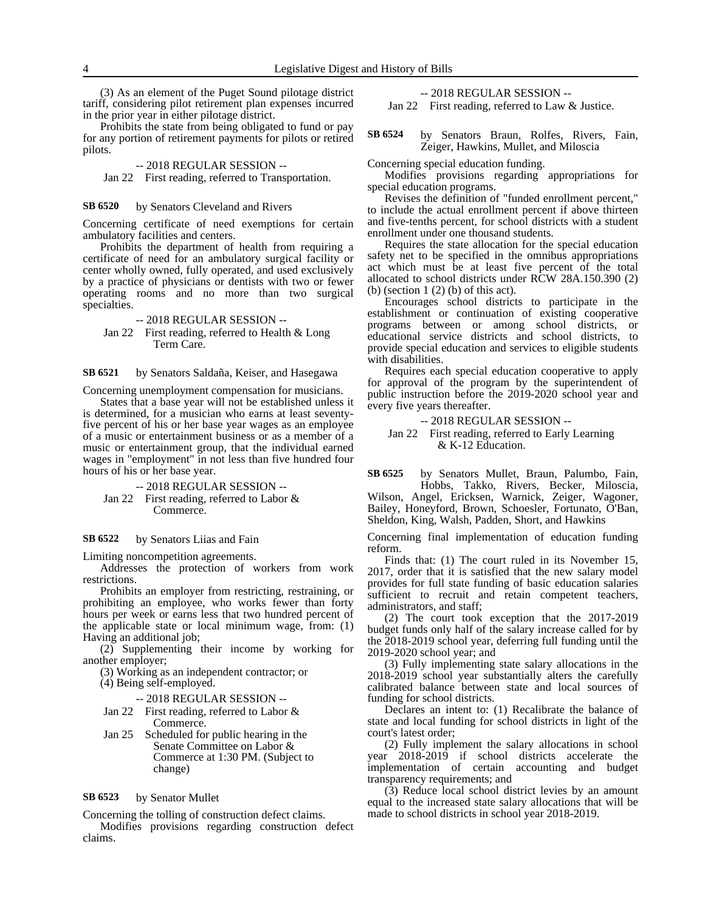(3) As an element of the Puget Sound pilotage district tariff, considering pilot retirement plan expenses incurred in the prior year in either pilotage district.

Prohibits the state from being obligated to fund or pay for any portion of retirement payments for pilots or retired pilots.

-- 2018 REGULAR SESSION --

Jan 22 First reading, referred to Transportation.

**SB 6520** by Senators Cleveland and Rivers

Concerning certificate of need exemptions for certain ambulatory facilities and centers.

Prohibits the department of health from requiring a certificate of need for an ambulatory surgical facility or center wholly owned, fully operated, and used exclusively by a practice of physicians or dentists with two or fewer operating rooms and no more than two surgical specialties.

-- 2018 REGULAR SESSION --

Jan 22 First reading, referred to Health & Long Term Care.

**SB 6521** by Senators Saldaña, Keiser, and Hasegawa

Concerning unemployment compensation for musicians.

States that a base year will not be established unless it is determined, for a musician who earns at least seventy-five percent of his or her base year wages as an employee of a music or entertainment business or as a member of a music or entertainment group, that the individual earned wages in "employment" in not less than five hundred four hours of his or her base year.

-- 2018 REGULAR SESSION --

Jan 22 First reading, referred to Labor & Commerce.

**SB 6522** by Senators Liias and Fain

Limiting noncompetition agreements.

Addresses the protection of workers from work restrictions.

Prohibits an employer from restricting, restraining, or prohibiting an employee, who works fewer than forty hours per week or earns less that two hundred percent of the applicable state or local minimum wage, from: (1) Having an additional job;

(2) Supplementing their income by working for another employer;

(3) Working as an independent contractor; or

(4) Being self-employed.

-- 2018 REGULAR SESSION --

Jan 22 First reading, referred to Labor & Commerce.

Jan 25 Scheduled for public hearing in the Senate Committee on Labor & Commerce at 1:30 PM. (Subject to change)

**SB 6523** by Senator Mullet

Concerning the tolling of construction defect claims.

Modifies provisions regarding construction defect claims.

-- 2018 REGULAR SESSION --

Jan 22 First reading, referred to Law & Justice.

**SB 6524** by Senators Braun, Rolfes, Rivers, Fain, Zeiger, Hawkins, Mullet, and Miloscia

Concerning special education funding.

Modifies provisions regarding appropriations for special education programs.

Revises the definition of "funded enrollment percent," to include the actual enrollment percent if above thirteen and five-tenths percent, for school districts with a student enrollment under one thousand students.

Requires the state allocation for the special education safety net to be specified in the omnibus appropriations act which must be at least five percent of the total allocated to school districts under RCW 28A.150.390 (2) (b) (section 1 (2) (b) of this act).

Encourages school districts to participate in the establishment or continuation of existing cooperative programs between or among school districts, or educational service districts and school districts, to provide special education and services to eligible students with disabilities.

Requires each special education cooperative to apply for approval of the program by the superintendent of public instruction before the 2019-2020 school year and every five years thereafter.

-- 2018 REGULAR SESSION --

Jan 22 First reading, referred to Early Learning & K-12 Education.

**SB 6525** by Senators Mullet, Braun, Palumbo, Fain, Hobbs, Takko, Rivers, Becker, Miloscia, Wilson, Angel, Ericksen, Warnick, Zeiger, Wagoner, Bailey, Honeyford, Brown, Schoesler, Fortunato, O'Ban, Sheldon, King, Walsh, Padden, Short, and Hawkins

Concerning final implementation of education funding reform.

Finds that: (1) The court ruled in its November 15, 2017, order that it is satisfied that the new salary model provides for full state funding of basic education salaries sufficient to recruit and retain competent teachers, administrators, and staff;

(2) The court took exception that the 2017-2019 budget funds only half of the salary increase called for by the 2018-2019 school year, deferring full funding until the 2019-2020 school year; and

(3) Fully implementing state salary allocations in the 2018-2019 school year substantially alters the carefully calibrated balance between state and local sources of funding for school districts.

Declares an intent to: (1) Recalibrate the balance of state and local funding for school districts in light of the court's latest order;

(2) Fully implement the salary allocations in school year 2018-2019 if school districts accelerate the implementation of certain accounting and budget transparency requirements; and

(3) Reduce local school district levies by an amount equal to the increased state salary allocations that will be made to school districts in school year 2018-2019.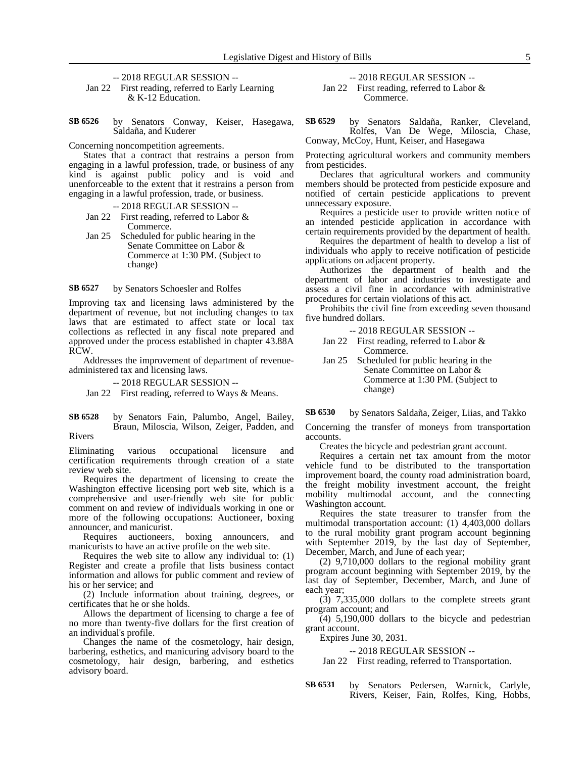-- 2018 REGULAR SESSION --

Jan 22 First reading, referred to Early Learning & K-12 Education.

**SB 6526** by Senators Conway, Keiser, Hasegawa, Saldaña, and Kuderer

Concerning noncompetition agreements.

States that a contract that restrains a person from engaging in a lawful profession, trade, or business of any kind is against public policy and is void and unenforceable to the extent that it restrains a person from engaging in a lawful profession, trade, or business.

-- 2018 REGULAR SESSION --

Jan 22 First reading, referred to Labor & Commerce.

Jan 25 Scheduled for public hearing in the Senate Committee on Labor & Commerce at 1:30 PM. (Subject to change)

**SB 6527** by Senators Schoesler and Rolfes

Improving tax and licensing laws administered by the department of revenue, but not including changes to tax laws that are estimated to affect state or local tax collections as reflected in any fiscal note prepared and approved under the process established in chapter 43.88A RCW.

Addresses the improvement of department of revenue-administered tax and licensing laws.

-- 2018 REGULAR SESSION --

Jan 22 First reading, referred to Ways & Means.

**SB 6528** by Senators Fain, Palumbo, Angel, Bailey, Braun, Miloscia, Wilson, Zeiger, Padden, and Rivers

Eliminating various occupational licensure and certification requirements through creation of a state review web site.

Requires the department of licensing to create the Washington effective licensing port web site, which is a comprehensive and user-friendly web site for public comment on and review of individuals working in one or more of the following occupations: Auctioneer, boxing announcer, and manicurist.

Requires auctioneers, boxing announcers, and manicurists to have an active profile on the web site.

Requires the web site to allow any individual to: (1) Register and create a profile that lists business contact information and allows for public comment and review of his or her service; and

(2) Include information about training, degrees, or certificates that he or she holds.

Allows the department of licensing to charge a fee of no more than twenty-five dollars for the first creation of an individual's profile.

Changes the name of the cosmetology, hair design, barbering, esthetics, and manicuring advisory board to the cosmetology, hair design, barbering, and esthetics advisory board.

-- 2018 REGULAR SESSION --

Jan 22 First reading, referred to Labor & Commerce.

**SB 6529** by Senators Saldaña, Ranker, Cleveland, Rolfes, Van De Wege, Miloscia, Chase, Conway, McCoy, Hunt, Keiser, and Hasegawa

Protecting agricultural workers and community members from pesticides.

Declares that agricultural workers and community members should be protected from pesticide exposure and notified of certain pesticide applications to prevent unnecessary exposure.

Requires a pesticide user to provide written notice of an intended pesticide application in accordance with certain requirements provided by the department of health.

Requires the department of health to develop a list of individuals who apply to receive notification of pesticide applications on adjacent property.

Authorizes the department of health and the department of labor and industries to investigate and assess a civil fine in accordance with administrative procedures for certain violations of this act.

Prohibits the civil fine from exceeding seven thousand five hundred dollars.

-- 2018 REGULAR SESSION --

Jan 22 First reading, referred to Labor & Commerce.

Jan 25 Scheduled for public hearing in the Senate Committee on Labor & Commerce at 1:30 PM. (Subject to change)

**SB 6530** by Senators Saldaña, Zeiger, Liias, and Takko

Concerning the transfer of moneys from transportation accounts.

Creates the bicycle and pedestrian grant account.

Requires a certain net tax amount from the motor vehicle fund to be distributed to the transportation improvement board, the county road administration board, the freight mobility investment account, the freight mobility multimodal account, and the connecting Washington account.

Requires the state treasurer to transfer from the multimodal transportation account: (1) 4,403,000 dollars to the rural mobility grant program account beginning with September 2019, by the last day of September, December, March, and June of each year;

(2) 9,710,000 dollars to the regional mobility grant program account beginning with September 2019, by the last day of September, December, March, and June of each year;

(3) 7,335,000 dollars to the complete streets grant program account; and

(4) 5,190,000 dollars to the bicycle and pedestrian grant account.

Expires June 30, 2031.

-- 2018 REGULAR SESSION --

Jan 22 First reading, referred to Transportation.

**SB 6531** by Senators Pedersen, Warnick, Carlyle, Rivers, Keiser, Fain, Rolfes, King, Hobbs,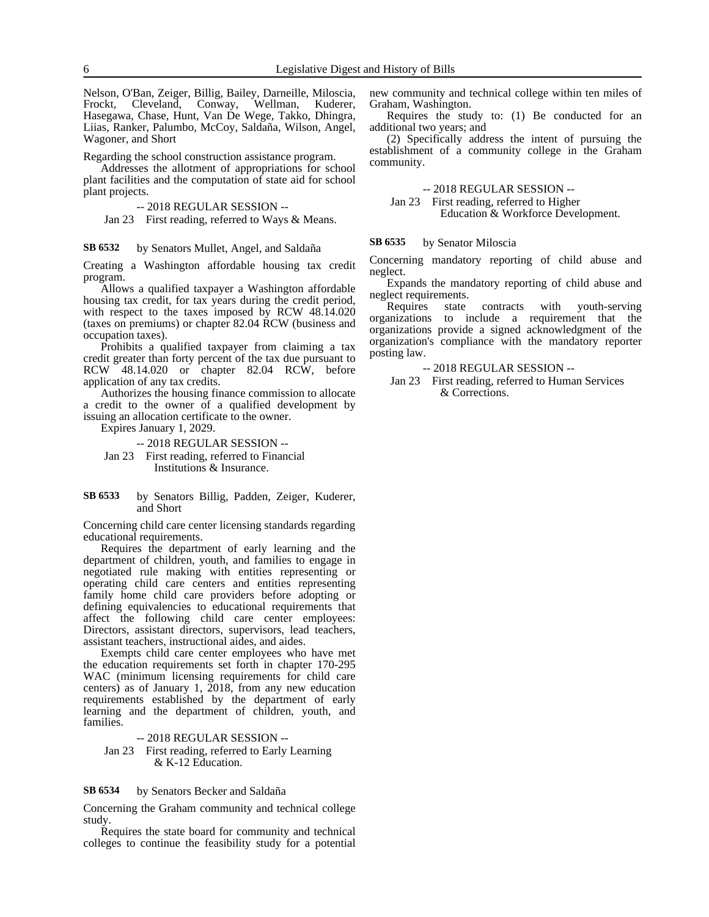Nelson, O'Ban, Zeiger, Billig, Bailey, Darneille, Miloscia, Frockt, Cleveland, Conway, Wellman, Kuderer, Hasegawa, Chase, Hunt, Van De Wege, Takko, Dhingra, Liias, Ranker, Palumbo, McCoy, Saldaña, Wilson, Angel, Wagoner, and Short

Regarding the school construction assistance program.

Addresses the allotment of appropriations for school plant facilities and the computation of state aid for school plant projects.

-- 2018 REGULAR SESSION --

Jan 23 First reading, referred to Ways & Means.

**SB 6532** by Senators Mullet, Angel, and Saldaña

Creating a Washington affordable housing tax credit program.

Allows a qualified taxpayer a Washington affordable housing tax credit, for tax years during the credit period, with respect to the taxes imposed by RCW 48.14.020 (taxes on premiums) or chapter 82.04 RCW (business and occupation taxes).

Prohibits a qualified taxpayer from claiming a tax credit greater than forty percent of the tax due pursuant to RCW 48.14.020 or chapter 82.04 RCW, before application of any tax credits.

Authorizes the housing finance commission to allocate a credit to the owner of a qualified development by issuing an allocation certificate to the owner.

Expires January 1, 2029.

-- 2018 REGULAR SESSION --

Jan 23 First reading, referred to Financial Institutions & Insurance.

**SB 6533** by Senators Billig, Padden, Zeiger, Kuderer, and Short

Concerning child care center licensing standards regarding educational requirements.

Requires the department of early learning and the department of children, youth, and families to engage in negotiated rule making with entities representing or operating child care centers and entities representing family home child care providers before adopting or defining equivalencies to educational requirements that affect the following child care center employees: Directors, assistant directors, supervisors, lead teachers, assistant teachers, instructional aides, and aides.

Exempts child care center employees who have met the education requirements set forth in chapter 170-295 WAC (minimum licensing requirements for child care centers) as of January 1, 2018, from any new education requirements established by the department of early learning and the department of children, youth, and families.

-- 2018 REGULAR SESSION --

Jan 23 First reading, referred to Early Learning & K-12 Education.

**SB 6534** by Senators Becker and Saldaña

Concerning the Graham community and technical college study.

Requires the state board for community and technical colleges to continue the feasibility study for a potential new community and technical college within ten miles of Graham, Washington.

Requires the study to: (1) Be conducted for an additional two years; and

(2) Specifically address the intent of pursuing the establishment of a community college in the Graham community.

-- 2018 REGULAR SESSION --

Jan 23 First reading, referred to Higher Education & Workforce Development.

**SB 6535** by Senator Miloscia

Concerning mandatory reporting of child abuse and neglect.

Expands the mandatory reporting of child abuse and neglect requirements.

Requires state contracts with youth-serving organizations to include a requirement that the organizations provide a signed acknowledgment of the organization's compliance with the mandatory reporter posting law.

-- 2018 REGULAR SESSION --

Jan 23 First reading, referred to Human Services & Corrections.